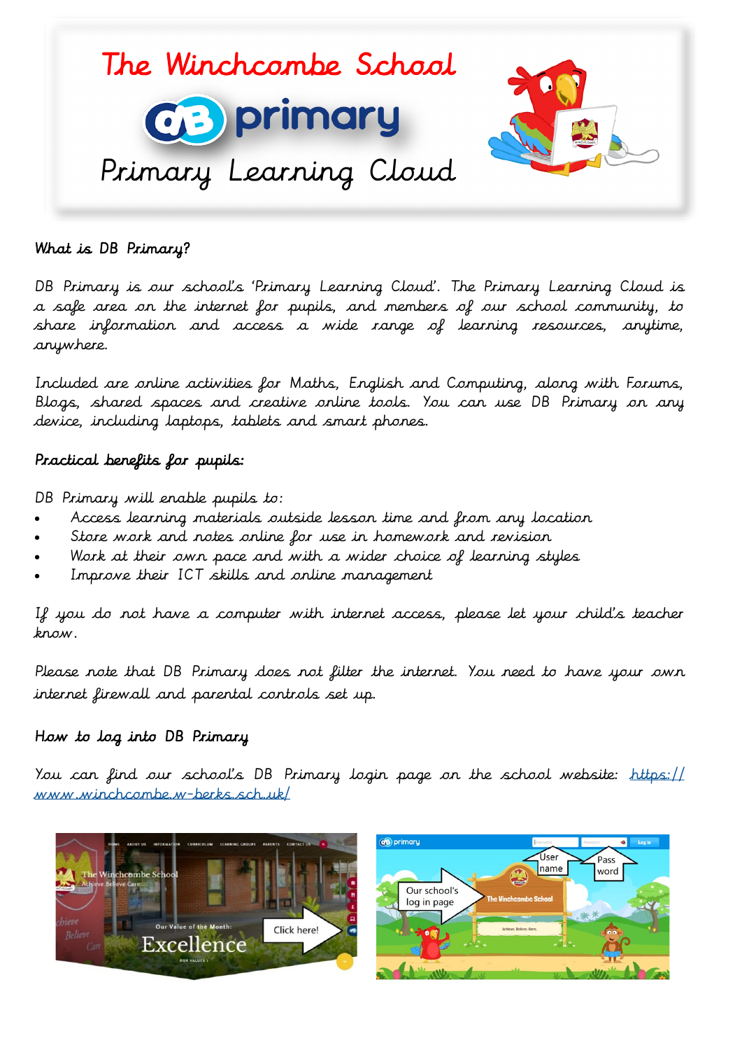# The Winchcombe School

## DB primary

## Primary Learning Cloud

### What is DB Primary?

DB Primary is our school's 'Primary Learning Cloud'. The Primary Learning Cloud is a safe area on the internet for pupils, and members of our school community, to share information and access a wide range of learning resources, anytime, anywhere.

Included are online activities for Maths, English and Computing, along with Forums, Blogs, shared spaces and creative online tools. You can use DB Primary on any device, including laptops, tablets and smart phones.

### Practical benefits for pupils:

DB Primary will enable pupils to:

- Access learning materials outside lesson time and from any location
- Store work and notes online for use in homework and revision
- Work at their own pace and with a wider choice of learning styles
- Improve their ICT skills and online management

If you do not have a computer with internet access, please let your child's teacher know.

Please note that DB Primary does not filter the internet. You need to have your own internet firewall and parental controls set up.

### How to log into DB Primary

You can find our school's DB Primary login page on the school website: https://www.winchcombe.w-berks.sch.uk/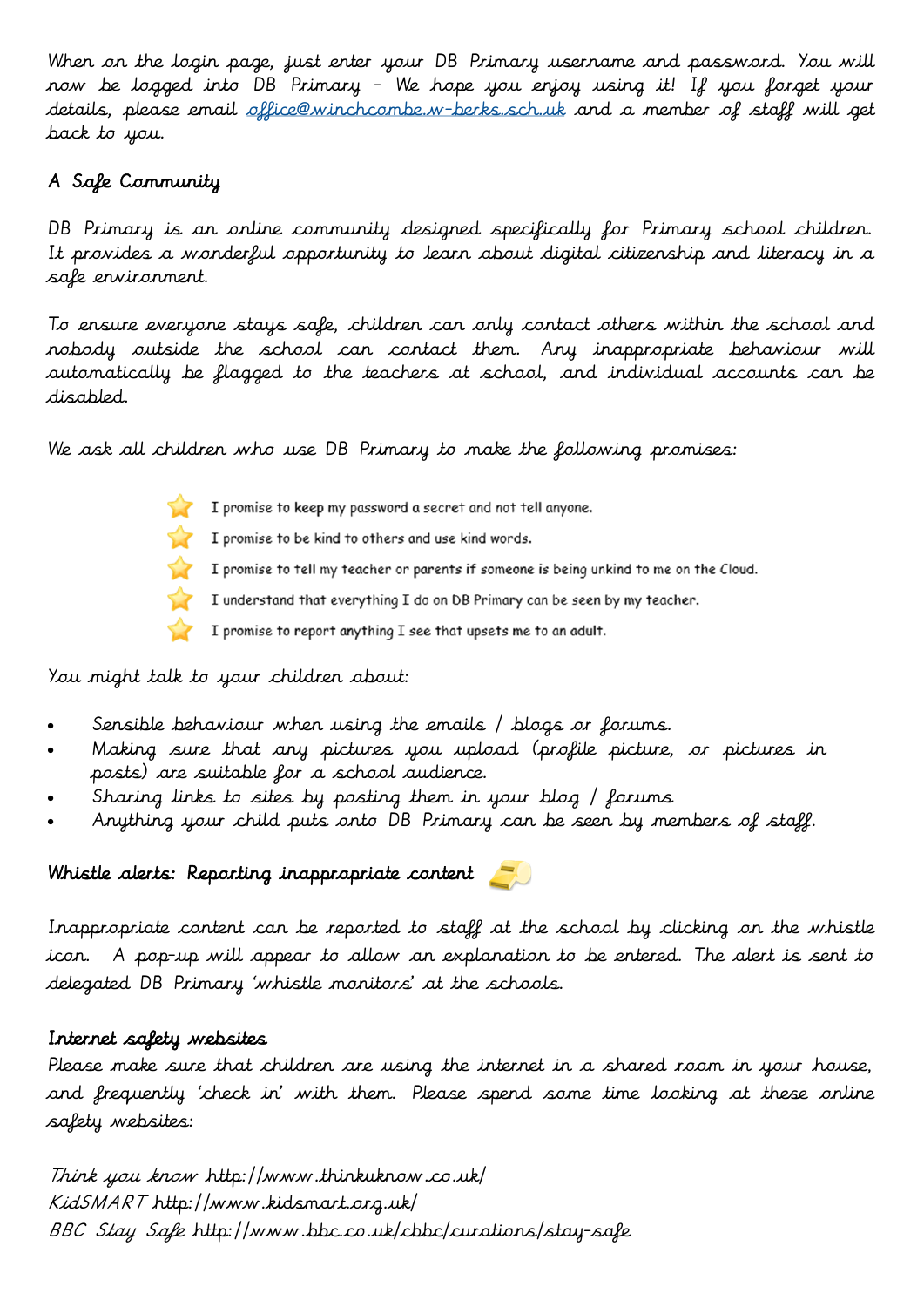When on the login page, just enter your DB Primary username and password. You will now be logged into DB Primary - We hope you enjoy using it! If you forget your details, please email office@winchcombe.w-berks.sch.uk and a member of staff will get back to you.

## A Safe Community

DB Primary is an online community designed specifically for Primary school children. It provides a wonderful opportunity to learn about digital citizenship and literacy in a safe environment.

To ensure everyone stays safe, children can only contact others within the school and nobody outside the school can contact them. Any inappropriate behaviour will automatically be flagged to the teachers at school, and individual accounts can be disabled.

We ask all children who use DB Primary to make the following promises:

- ⭐ I promise to keep my password a secret and not tell anyone.
- ⭐ I promise to be kind to others and use kind words.
- ⭐ I promise to tell my teacher or parents if someone is being unkind to me on the Cloud.
- ⭐ I understand that everything I do on DB Primary can be seen by my teacher.
- ⭐ I promise to report anything I see that upsets me to an adult.

You might talk to your children about:

- Sensible behaviour when using the emails / blogs or forums.
- Making sure that any pictures you upload (profile picture, or pictures in posts) are suitable for a school audience.
- Sharing links to sites by posting them in your blog / forums
- Anything your child puts onto DB Primary can be seen by members of staff.

## Whistle alerts: Reporting inappropriate content

Inappropriate content can be reported to staff at the school by clicking on the whistle icon. A pop-up will appear to allow an explanation to be entered. The alert is sent to delegated DB Primary 'whistle monitors' at the schools.

## Internet safety websites

Please make sure that children are using the internet in a shared room in your house, and frequently 'check in' with them. Please spend some time looking at these online safety websites:

Think you know http://www.thinkuknow.co.uk/
KidSMART http://www.kidsmart.org.uk/
BBC Stay Safe http://www.bbc.co.uk/cbbc/curations/stay-safe